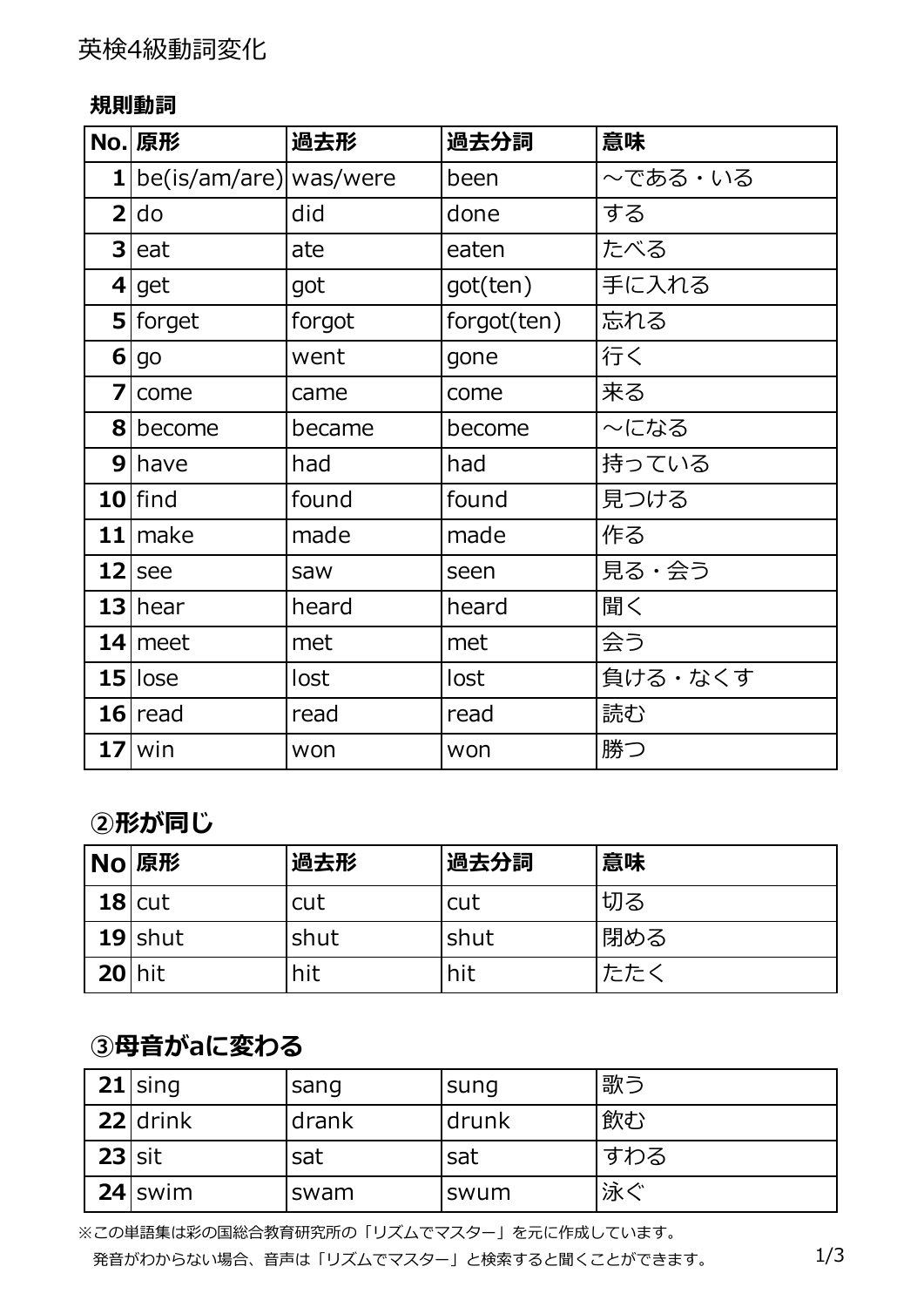# 英検4級動詞変化

### 規則動詞

| No. | 原形 | 過去形 | 過去分詞 | 意味 |
|---|---|---|---|---|
| 1 | be(is/am/are) | was/were | been | ～である・いる |
| 2 | do | did | done | する |
| 3 | eat | ate | eaten | たべる |
| 4 | get | got | got(ten) | 手に入れる |
| 5 | forget | forgot | forgot(ten) | 忘れる |
| 6 | go | went | gone | 行く |
| 7 | come | came | come | 来る |
| 8 | become | became | become | ～になる |
| 9 | have | had | had | 持っている |
| 10 | find | found | found | 見つける |
| 11 | make | made | made | 作る |
| 12 | see | saw | seen | 見る・会う |
| 13 | hear | heard | heard | 聞く |
| 14 | meet | met | met | 会う |
| 15 | lose | lost | lost | 負ける・なくす |
| 16 | read | read | read | 読む |
| 17 | win | won | won | 勝つ |

## ②形が同じ

| No | 原形 | 過去形 | 過去分詞 | 意味 |
|---|---|---|---|---|
| 18 | cut | cut | cut | 切る |
| 19 | shut | shut | shut | 閉める |
| 20 | hit | hit | hit | たたく |

## ③母音がaに変わる

| No | 原形 | 過去形 | 過去分詞 | 意味 |
|---|---|---|---|---|
| 21 | sing | sang | sung | 歌う |
| 22 | drink | drank | drunk | 飲む |
| 23 | sit | sat | sat | すわる |
| 24 | swim | swam | swum | 泳ぐ |

※この単語集は彩の国総合教育研究所の「リズムでマスター」を元に作成しています。
発音がわからない場合、音声は「リズムでマスター」と検索すると聞くことができます。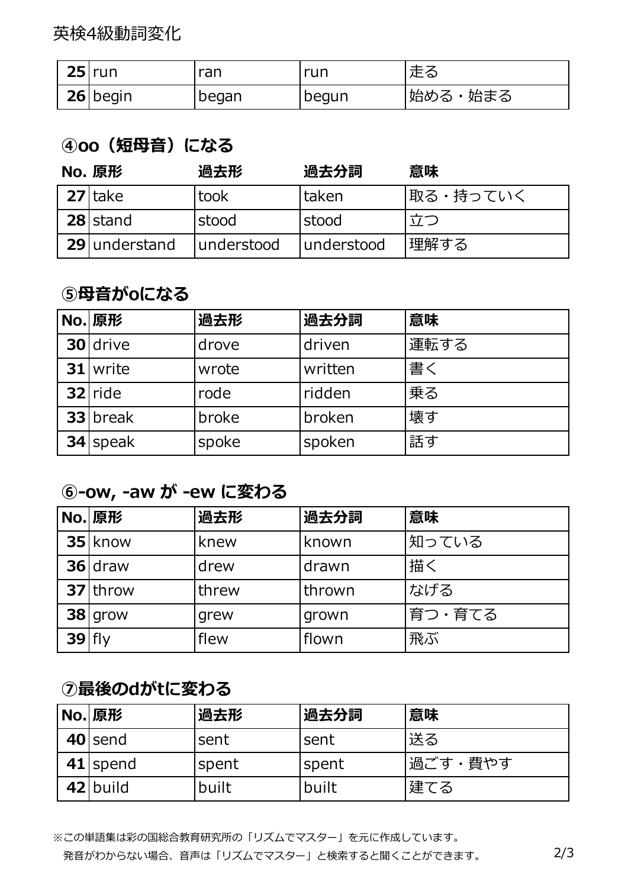| | | | |
|---|---|---|---|
| **25** run | ran | run | 走る |
| **26** begin | began | begun | 始める・始まる |

## ④oo（短母音）になる

| No. 原形 | 過去形 | 過去分詞 | 意味 |
|---|---|---|---|
| **27** take | took | taken | 取る・持っていく |
| **28** stand | stood | stood | 立つ |
| **29** understand | understood | understood | 理解する |

## ⑤母音がoになる

| No. 原形 | 過去形 | 過去分詞 | 意味 |
|---|---|---|---|
| **30** drive | drove | driven | 運転する |
| **31** write | wrote | written | 書く |
| **32** ride | rode | ridden | 乗る |
| **33** break | broke | broken | 壊す |
| **34** speak | spoke | spoken | 話す |

## ⑥-ow, -aw が -ew に変わる

| No. 原形 | 過去形 | 過去分詞 | 意味 |
|---|---|---|---|
| **35** know | knew | known | 知っている |
| **36** draw | drew | drawn | 描く |
| **37** throw | threw | thrown | なげる |
| **38** grow | grew | grown | 育つ・育てる |
| **39** fly | flew | flown | 飛ぶ |

## ⑦最後のdがtに変わる

| No. 原形 | 過去形 | 過去分詞 | 意味 |
|---|---|---|---|
| **40** send | sent | sent | 送る |
| **41** spend | spent | spent | 過ごす・費やす |
| **42** build | built | built | 建てる |

※この単語集は彩の国総合教育研究所の「リズムでマスター」を元に作成しています。
発音がわからない場合、音声は「リズムでマスター」と検索すると聞くことができます。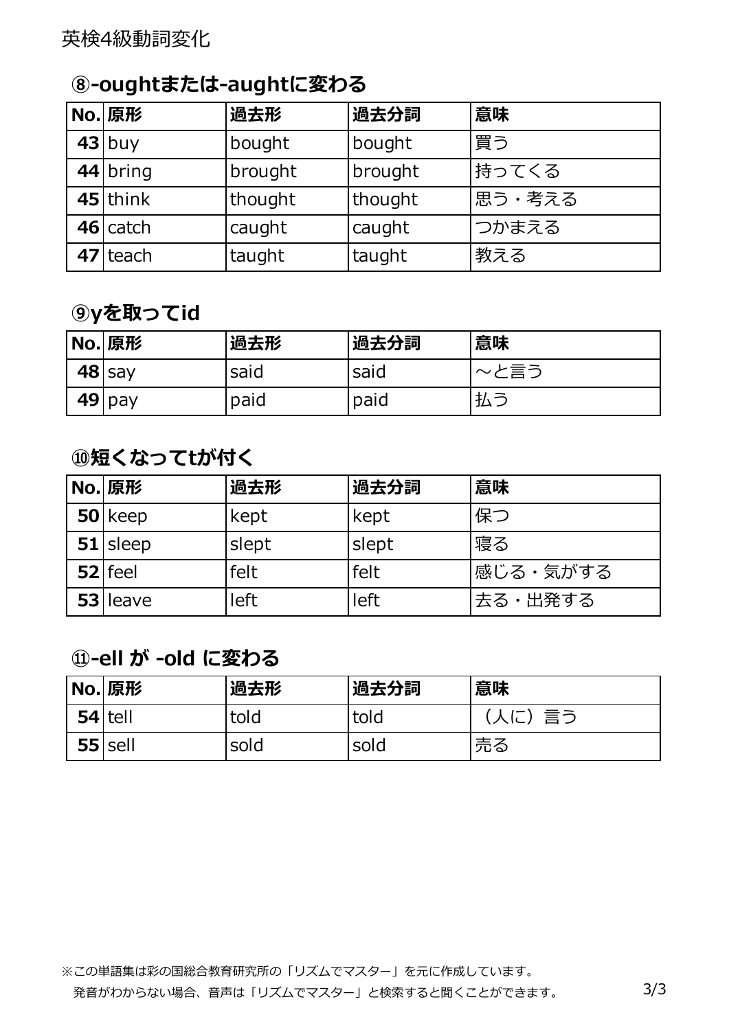## ⑧-oughtまたは-aughtに変わる

| No. | 原形 | 過去形 | 過去分詞 | 意味 |
|---|---|---|---|---|
| **43** | buy | bought | bought | 買う |
| **44** | bring | brought | brought | 持ってくる |
| **45** | think | thought | thought | 思う・考える |
| **46** | catch | caught | caught | つかまえる |
| **47** | teach | taught | taught | 教える |

## ⑨yを取ってid

| No. | 原形 | 過去形 | 過去分詞 | 意味 |
|---|---|---|---|---|
| **48** | say | said | said | ～と言う |
| **49** | pay | paid | paid | 払う |

## ⑩短くなってtが付く

| No. | 原形 | 過去形 | 過去分詞 | 意味 |
|---|---|---|---|---|
| **50** | keep | kept | kept | 保つ |
| **51** | sleep | slept | slept | 寝る |
| **52** | feel | felt | felt | 感じる・気がする |
| **53** | leave | left | left | 去る・出発する |

## ⑪-ell が -old に変わる

| No. | 原形 | 過去形 | 過去分詞 | 意味 |
|---|---|---|---|---|
| **54** | tell | told | told | （人に）言う |
| **55** | sell | sold | sold | 売る |

※この単語集は彩の国総合教育研究所の「リズムでマスター」を元に作成しています。
発音がわからない場合、音声は「リズムでマスター」と検索すると聞くことができます。